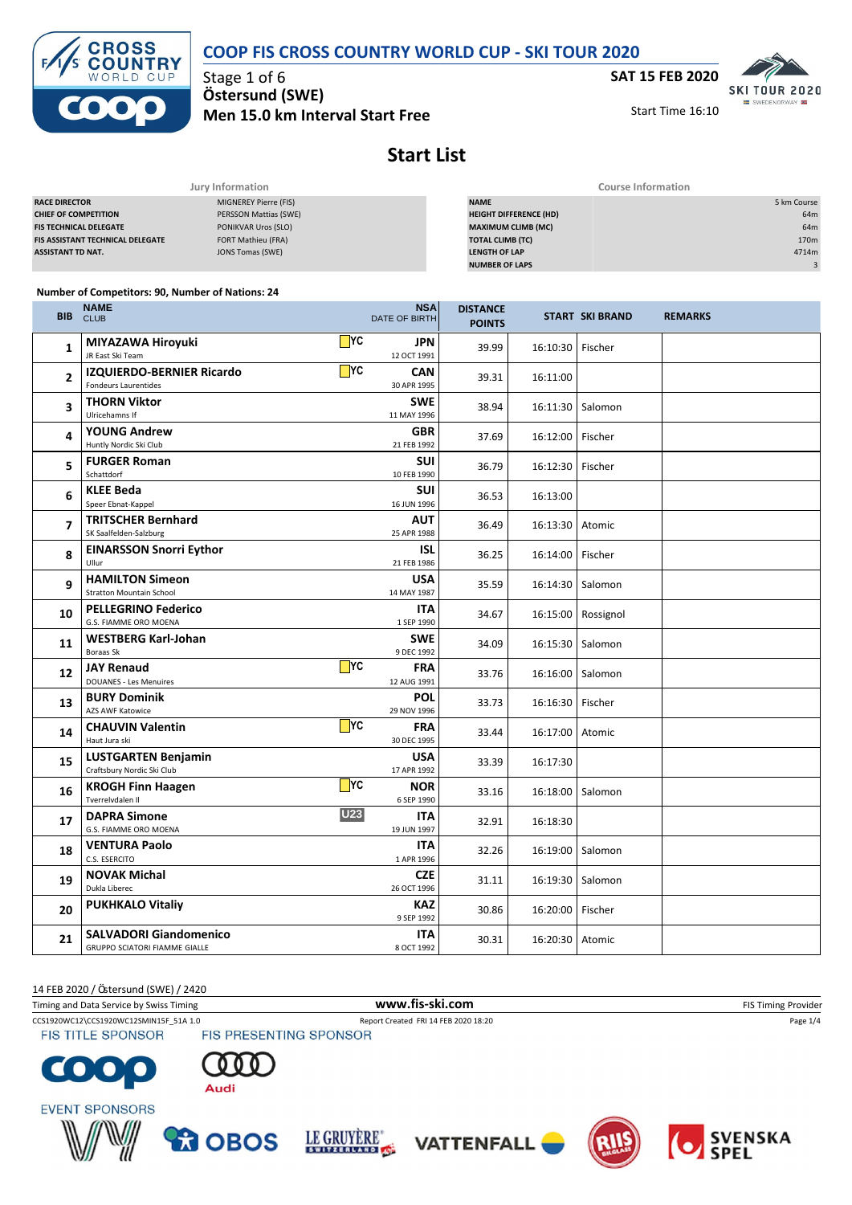# COOP FIS CROSS COUNTRY WORLD CUP - SKI TOUR 2020

Stage 1 of 6
**Östersund (SWE)**
**Men 15.0 km Interval Start Free**

**SAT 15 FEB 2020**
Start Time 16:10

## Start List

| Jury Information | |
|---|---|
| RACE DIRECTOR | MIGNEREY Pierre (FIS) |
| CHIEF OF COMPETITION | PERSSON Mattias (SWE) |
| FIS TECHNICAL DELEGATE | PONIKVAR Uros (SLO) |
| FIS ASSISTANT TECHNICAL DELEGATE | FORT Mathieu (FRA) |
| ASSISTANT TD NAT. | JONS Tomas (SWE) |

| Course Information | |
|---|---|
| NAME | 5 km Course |
| HEIGHT DIFFERENCE (HD) | 64m |
| MAXIMUM CLIMB (MC) | 64m |
| TOTAL CLIMB (TC) | 170m |
| LENGTH OF LAP | 4714m |
| NUMBER OF LAPS | 3 |

Number of Competitors: 90, Number of Nations: 24

| BIB | NAME / CLUB | | NSA / DATE OF BIRTH | DISTANCE POINTS | START | SKI BRAND | REMARKS |
|---|---|---|---|---|---|---|---|
| 1 | **MIYAZAWA Hiroyuki** JR East Ski Team | YC | **JPN** 12 OCT 1991 | 39.99 | 16:10:30 | Fischer | |
| 2 | **IZQUIERDO-BERNIER Ricardo** Fondeurs Laurentides | YC | **CAN** 30 APR 1995 | 39.31 | 16:11:00 | | |
| 3 | **THORN Viktor** Ulricehamns If | | **SWE** 11 MAY 1996 | 38.94 | 16:11:30 | Salomon | |
| 4 | **YOUNG Andrew** Huntly Nordic Ski Club | | **GBR** 21 FEB 1992 | 37.69 | 16:12:00 | Fischer | |
| 5 | **FURGER Roman** Schattdorf | | **SUI** 10 FEB 1990 | 36.79 | 16:12:30 | Fischer | |
| 6 | **KLEE Beda** Speer Ebnat-Kappel | | **SUI** 16 JUN 1996 | 36.53 | 16:13:00 | | |
| 7 | **TRITSCHER Bernhard** SK Saalfelden-Salzburg | | **AUT** 25 APR 1988 | 36.49 | 16:13:30 | Atomic | |
| 8 | **EINARSSON Snorri Eythor** Ullur | | **ISL** 21 FEB 1986 | 36.25 | 16:14:00 | Fischer | |
| 9 | **HAMILTON Simeon** Stratton Mountain School | | **USA** 14 MAY 1987 | 35.59 | 16:14:30 | Salomon | |
| 10 | **PELLEGRINO Federico** G.S. FIAMME ORO MOENA | | **ITA** 1 SEP 1990 | 34.67 | 16:15:00 | Rossignol | |
| 11 | **WESTBERG Karl-Johan** Boraas Sk | | **SWE** 9 DEC 1992 | 34.09 | 16:15:30 | Salomon | |
| 12 | **JAY Renaud** DOUANES - Les Menuires | YC | **FRA** 12 AUG 1991 | 33.76 | 16:16:00 | Salomon | |
| 13 | **BURY Dominik** AZS AWF Katowice | | **POL** 29 NOV 1996 | 33.73 | 16:16:30 | Fischer | |
| 14 | **CHAUVIN Valentin** Haut Jura ski | YC | **FRA** 30 DEC 1995 | 33.44 | 16:17:00 | Atomic | |
| 15 | **LUSTGARTEN Benjamin** Craftsbury Nordic Ski Club | | **USA** 17 APR 1992 | 33.39 | 16:17:30 | | |
| 16 | **KROGH Finn Haagen** Tverrelvdalen Il | YC | **NOR** 6 SEP 1990 | 33.16 | 16:18:00 | Salomon | |
| 17 | **DAPRA Simone** G.S. FIAMME ORO MOENA | U23 | **ITA** 19 JUN 1997 | 32.91 | 16:18:30 | | |
| 18 | **VENTURA Paolo** C.S. ESERCITO | | **ITA** 1 APR 1996 | 32.26 | 16:19:00 | Salomon | |
| 19 | **NOVAK Michal** Dukla Liberec | | **CZE** 26 OCT 1996 | 31.11 | 16:19:30 | Salomon | |
| 20 | **PUKHKALO Vitaliy** | | **KAZ** 9 SEP 1992 | 30.86 | 16:20:00 | Fischer | |
| 21 | **SALVADORI Giandomenico** GRUPPO SCIATORI FIAMME GIALLE | | **ITA** 8 OCT 1992 | 30.31 | 16:20:30 | Atomic | |

14 FEB 2020 / Östersund (SWE) / 2420

Timing and Data Service by Swiss Timing — www.fis-ski.com — FIS Timing Provider

CCS1920WC12\CCS1920WC12SMIN15F_51A 1.0 — Report Created FRI 14 FEB 2020 18:20

FIS TITLE SPONSOR — FIS PRESENTING SPONSOR — EVENT SPONSORS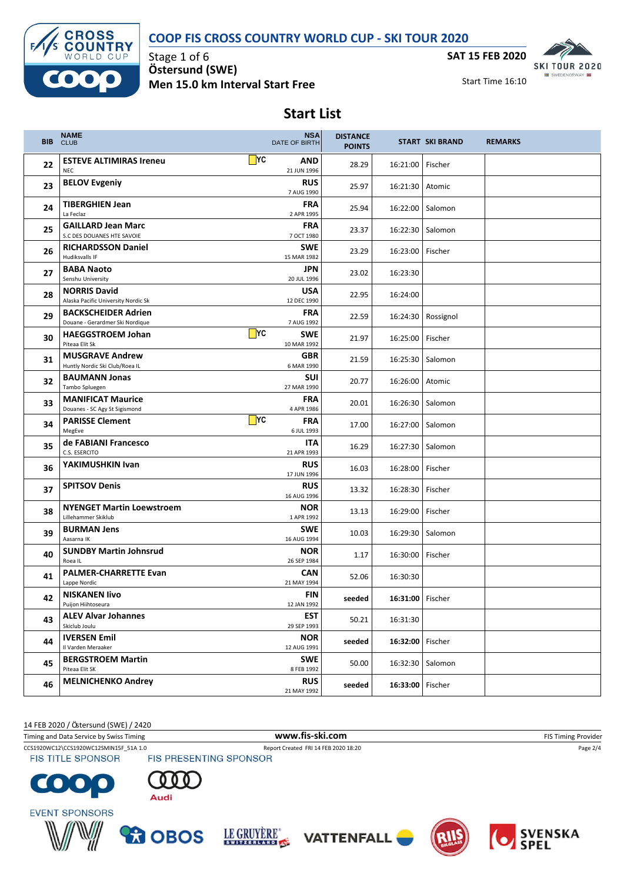# COOP FIS CROSS COUNTRY WORLD CUP - SKI TOUR 2020

Stage 1 of 6
**Östersund (SWE)**
**Men 15.0 km Interval Start Free**

**SAT 15 FEB 2020**
Start Time 16:10

## Start List

| BIB | NAME / CLUB | | NSA / DATE OF BIRTH | DISTANCE POINTS | START | SKI BRAND | REMARKS |
|---|---|---|---|---|---|---|---|
| 22 | **ESTEVE ALTIMIRAS Ireneu** NEC | YC | **AND** 21 JUN 1996 | 28.29 | 16:21:00 | Fischer | |
| 23 | **BELOV Evgeniy** | | **RUS** 7 AUG 1990 | 25.97 | 16:21:30 | Atomic | |
| 24 | **TIBERGHIEN Jean** La Feclaz | | **FRA** 2 APR 1995 | 25.94 | 16:22:00 | Salomon | |
| 25 | **GAILLARD Jean Marc** S.C DES DOUANES HTE SAVOIE | | **FRA** 7 OCT 1980 | 23.37 | 16:22:30 | Salomon | |
| 26 | **RICHARDSSON Daniel** Hudiksvalls IF | | **SWE** 15 MAR 1982 | 23.29 | 16:23:00 | Fischer | |
| 27 | **BABA Naoto** Senshu University | | **JPN** 20 JUL 1996 | 23.02 | 16:23:30 | | |
| 28 | **NORRIS David** Alaska Pacific University Nordic Sk | | **USA** 12 DEC 1990 | 22.95 | 16:24:00 | | |
| 29 | **BACKSCHEIDER Adrien** Douane - Gerardmer Ski Nordique | | **FRA** 7 AUG 1992 | 22.59 | 16:24:30 | Rossignol | |
| 30 | **HAEGGSTROEM Johan** Piteaa Elit Sk | YC | **SWE** 10 MAR 1992 | 21.97 | 16:25:00 | Fischer | |
| 31 | **MUSGRAVE Andrew** Huntly Nordic Ski Club/Roea IL | | **GBR** 6 MAR 1990 | 21.59 | 16:25:30 | Salomon | |
| 32 | **BAUMANN Jonas** Tambo Spluegen | | **SUI** 27 MAR 1990 | 20.77 | 16:26:00 | Atomic | |
| 33 | **MANIFICAT Maurice** Douanes - SC Agy St Sigismond | | **FRA** 4 APR 1986 | 20.01 | 16:26:30 | Salomon | |
| 34 | **PARISSE Clement** MegEve | YC | **FRA** 6 JUL 1993 | 17.00 | 16:27:00 | Salomon | |
| 35 | **de FABIANI Francesco** C.S. ESERCITO | | **ITA** 21 APR 1993 | 16.29 | 16:27:30 | Salomon | |
| 36 | **YAKIMUSHKIN Ivan** | | **RUS** 17 JUN 1996 | 16.03 | 16:28:00 | Fischer | |
| 37 | **SPITSOV Denis** | | **RUS** 16 AUG 1996 | 13.32 | 16:28:30 | Fischer | |
| 38 | **NYENGET Martin Loewstroem** Lillehammer Skiklub | | **NOR** 1 APR 1992 | 13.13 | 16:29:00 | Fischer | |
| 39 | **BURMAN Jens** Aasarna IK | | **SWE** 16 AUG 1994 | 10.03 | 16:29:30 | Salomon | |
| 40 | **SUNDBY Martin Johnsrud** Roea IL | | **NOR** 26 SEP 1984 | 1.17 | 16:30:00 | Fischer | |
| 41 | **PALMER-CHARRETTE Evan** Lappe Nordic | | **CAN** 21 MAY 1994 | 52.06 | 16:30:30 | | |
| 42 | **NISKANEN Iivo** Puijon Hiihtoseura | | **FIN** 12 JAN 1992 | **seeded** | **16:31:00** | Fischer | |
| 43 | **ALEV Alvar Johannes** Skiclub Joulu | | **EST** 29 SEP 1993 | 50.21 | 16:31:30 | | |
| 44 | **IVERSEN Emil** Il Varden Meraaker | | **NOR** 12 AUG 1991 | **seeded** | **16:32:00** | Fischer | |
| 45 | **BERGSTROEM Martin** Piteaa Elit SK | | **SWE** 8 FEB 1992 | 50.00 | 16:32:30 | Salomon | |
| 46 | **MELNICHENKO Andrey** | | **RUS** 21 MAY 1992 | **seeded** | **16:33:00** | Fischer | |

14 FEB 2020 / Östersund (SWE) / 2420

Timing and Data Service by Swiss Timing — www.fis-ski.com — FIS Timing Provider

CCS1920WC12\CCS1920WC12SMIN15F_51A 1.0 — Report Created FRI 14 FEB 2020 18:20

FIS TITLE SPONSOR — FIS PRESENTING SPONSOR

EVENT SPONSORS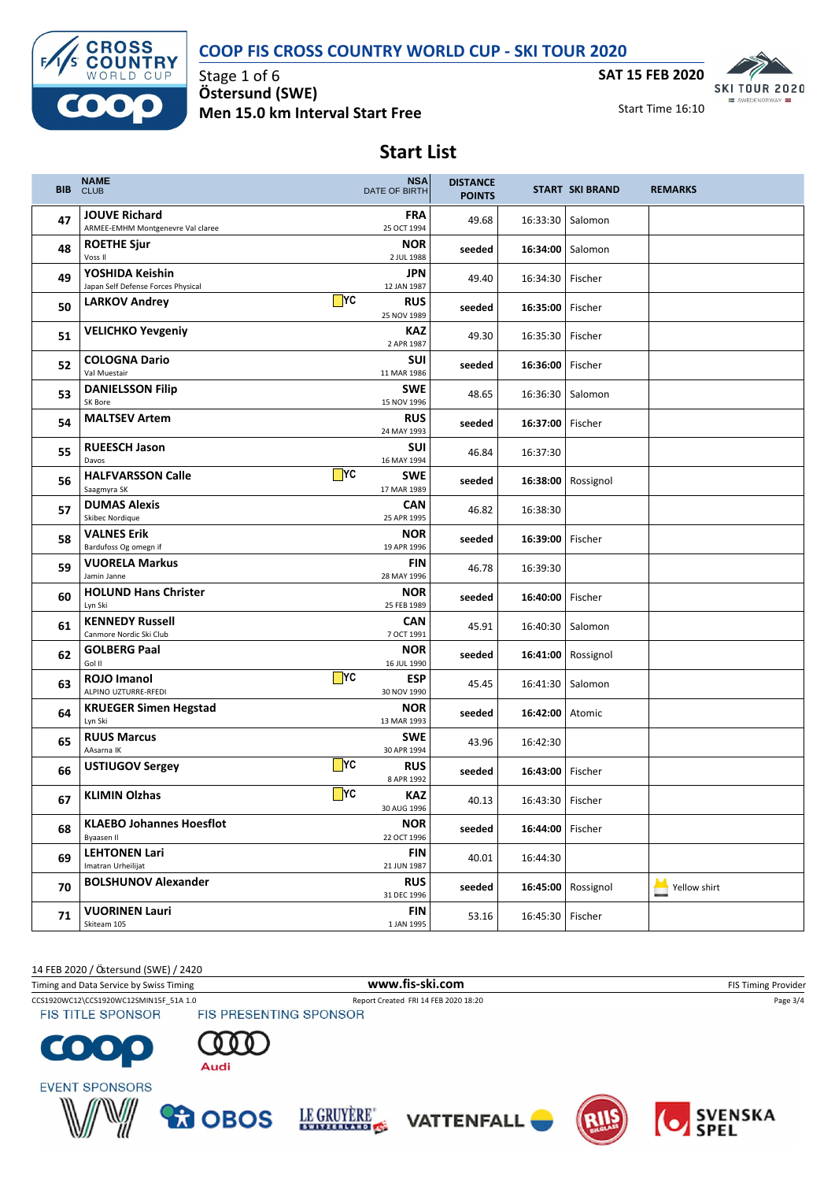# COOP FIS CROSS COUNTRY WORLD CUP - SKI TOUR 2020

Stage 1 of 6
**Östersund (SWE)**
**Men 15.0 km Interval Start Free**

**SAT 15 FEB 2020**
Start Time 16:10

## Start List

| BIB | NAME / CLUB | | NSA / DATE OF BIRTH | DISTANCE POINTS | START | SKI BRAND | REMARKS |
|---|---|---|---|---|---|---|---|
| 47 | **JOUVE Richard** ARMEE-EHMM Montgenevre Val claree | | **FRA** 25 OCT 1994 | 49.68 | 16:33:30 | Salomon | |
| 48 | **ROETHE Sjur** Voss Il | | **NOR** 2 JUL 1988 | **seeded** | **16:34:00** | Salomon | |
| 49 | **YOSHIDA Keishin** Japan Self Defense Forces Physical | | **JPN** 12 JAN 1987 | 49.40 | 16:34:30 | Fischer | |
| 50 | **LARKOV Andrey** | YC | **RUS** 25 NOV 1989 | **seeded** | **16:35:00** | Fischer | |
| 51 | **VELICHKO Yevgeniy** | | **KAZ** 2 APR 1987 | 49.30 | 16:35:30 | Fischer | |
| 52 | **COLOGNA Dario** Val Muestair | | **SUI** 11 MAR 1986 | **seeded** | **16:36:00** | Fischer | |
| 53 | **DANIELSSON Filip** SK Bore | | **SWE** 15 NOV 1996 | 48.65 | 16:36:30 | Salomon | |
| 54 | **MALTSEV Artem** | | **RUS** 24 MAY 1993 | **seeded** | **16:37:00** | Fischer | |
| 55 | **RUEESCH Jason** Davos | | **SUI** 16 MAY 1994 | 46.84 | 16:37:30 | | |
| 56 | **HALFVARSSON Calle** Saagmyra SK | YC | **SWE** 17 MAR 1989 | **seeded** | **16:38:00** | Rossignol | |
| 57 | **DUMAS Alexis** Skibec Nordique | | **CAN** 25 APR 1995 | 46.82 | 16:38:30 | | |
| 58 | **VALNES Erik** Bardufoss Og omegn if | | **NOR** 19 APR 1996 | **seeded** | **16:39:00** | Fischer | |
| 59 | **VUORELA Markus** Jamin Janne | | **FIN** 28 MAY 1996 | 46.78 | 16:39:30 | | |
| 60 | **HOLUND Hans Christer** Lyn Ski | | **NOR** 25 FEB 1989 | **seeded** | **16:40:00** | Fischer | |
| 61 | **KENNEDY Russell** Canmore Nordic Ski Club | | **CAN** 7 OCT 1991 | 45.91 | 16:40:30 | Salomon | |
| 62 | **GOLBERG Paal** Gol Il | | **NOR** 16 JUL 1990 | **seeded** | **16:41:00** | Rossignol | |
| 63 | **ROJO Imanol** ALPINO UZTURRE-RFEDI | YC | **ESP** 30 NOV 1990 | 45.45 | 16:41:30 | Salomon | |
| 64 | **KRUEGER Simen Hegstad** Lyn Ski | | **NOR** 13 MAR 1993 | **seeded** | **16:42:00** | Atomic | |
| 65 | **RUUS Marcus** AAsarna IK | | **SWE** 30 APR 1994 | 43.96 | 16:42:30 | | |
| 66 | **USTIUGOV Sergey** | YC | **RUS** 8 APR 1992 | **seeded** | **16:43:00** | Fischer | |
| 67 | **KLIMIN Olzhas** | YC | **KAZ** 30 AUG 1996 | 40.13 | 16:43:30 | Fischer | |
| 68 | **KLAEBO Johannes Hoesflot** Byaasen Il | | **NOR** 22 OCT 1996 | **seeded** | **16:44:00** | Fischer | |
| 69 | **LEHTONEN Lari** Imatran Urheilijat | | **FIN** 21 JUN 1987 | 40.01 | 16:44:30 | | |
| 70 | **BOLSHUNOV Alexander** | | **RUS** 31 DEC 1996 | **seeded** | **16:45:00** | Rossignol | Yellow shirt |
| 71 | **VUORINEN Lauri** Skiteam 105 | | **FIN** 1 JAN 1995 | 53.16 | 16:45:30 | Fischer | |

14 FEB 2020 / Östersund (SWE) / 2420
Timing and Data Service by Swiss Timing — www.fis-ski.com — FIS Timing Provider
CCS1920WC12\CCS1920WC12SMIN15F_51A 1.0 — Report Created FRI 14 FEB 2020 18:20

FIS TITLE SPONSOR: COOP — FIS PRESENTING SPONSOR: Audi

EVENT SPONSORS: OBOS, LE GRUYÈRE, VATTENFALL, RIIS, SVENSKA SPEL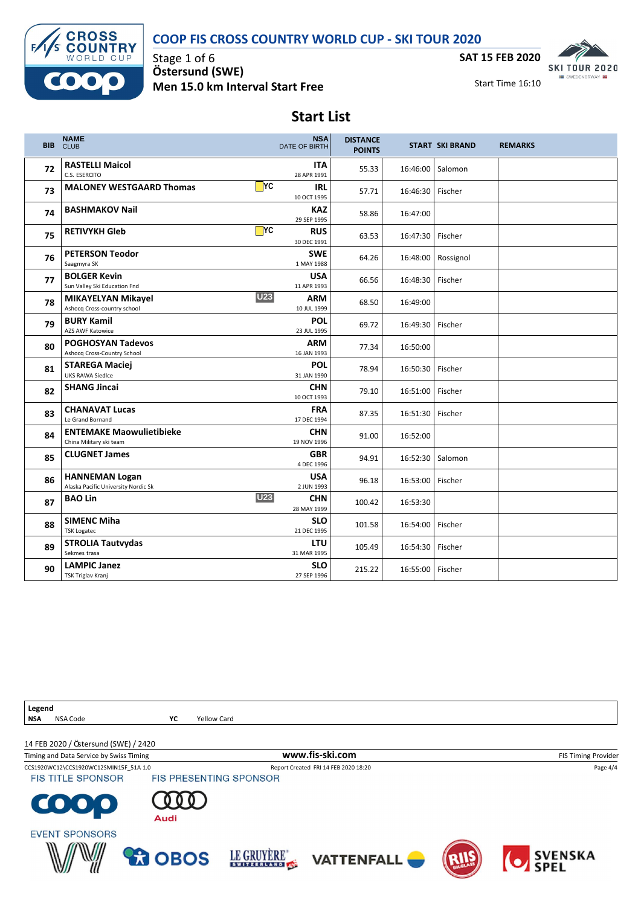# COOP FIS CROSS COUNTRY WORLD CUP - SKI TOUR 2020

Stage 1 of 6
**Östersund (SWE)**
**Men 15.0 km Interval Start Free**

**SAT 15 FEB 2020**
Start Time 16:10

## Start List

| BIB | NAME / CLUB | | NSA / DATE OF BIRTH | DISTANCE POINTS | START | SKI BRAND | REMARKS |
|---|---|---|---|---|---|---|---|
| 72 | **RASTELLI Maicol** C.S. ESERCITO | | **ITA** 28 APR 1991 | 55.33 | 16:46:00 | Salomon | |
| 73 | **MALONEY WESTGAARD Thomas** | YC | **IRL** 10 OCT 1995 | 57.71 | 16:46:30 | Fischer | |
| 74 | **BASHMAKOV Nail** | | **KAZ** 29 SEP 1995 | 58.86 | 16:47:00 | | |
| 75 | **RETIVYKH Gleb** | YC | **RUS** 30 DEC 1991 | 63.53 | 16:47:30 | Fischer | |
| 76 | **PETERSON Teodor** Saagmyra SK | | **SWE** 1 MAY 1988 | 64.26 | 16:48:00 | Rossignol | |
| 77 | **BOLGER Kevin** Sun Valley Ski Education Fnd | | **USA** 11 APR 1993 | 66.56 | 16:48:30 | Fischer | |
| 78 | **MIKAYELYAN Mikayel** Ashocq Cross-country school | U23 | **ARM** 10 JUL 1999 | 68.50 | 16:49:00 | | |
| 79 | **BURY Kamil** AZS AWF Katowice | | **POL** 23 JUL 1995 | 69.72 | 16:49:30 | Fischer | |
| 80 | **POGHOSYAN Tadevos** Ashocq Cross-Country School | | **ARM** 16 JAN 1993 | 77.34 | 16:50:00 | | |
| 81 | **STAREGA Maciej** UKS RAWA Siedlce | | **POL** 31 JAN 1990 | 78.94 | 16:50:30 | Fischer | |
| 82 | **SHANG Jincai** | | **CHN** 10 OCT 1993 | 79.10 | 16:51:00 | Fischer | |
| 83 | **CHANAVAT Lucas** Le Grand Bornand | | **FRA** 17 DEC 1994 | 87.35 | 16:51:30 | Fischer | |
| 84 | **ENTEMAKE Maowulietibieke** China Military ski team | | **CHN** 19 NOV 1996 | 91.00 | 16:52:00 | | |
| 85 | **CLUGNET James** | | **GBR** 4 DEC 1996 | 94.91 | 16:52:30 | Salomon | |
| 86 | **HANNEMAN Logan** Alaska Pacific University Nordic Sk | | **USA** 2 JUN 1993 | 96.18 | 16:53:00 | Fischer | |
| 87 | **BAO Lin** | U23 | **CHN** 28 MAY 1999 | 100.42 | 16:53:30 | | |
| 88 | **SIMENC Miha** TSK Logatec | | **SLO** 21 DEC 1995 | 101.58 | 16:54:00 | Fischer | |
| 89 | **STROLIA Tautvydas** Sekmes trasa | | **LTU** 31 MAR 1995 | 105.49 | 16:54:30 | Fischer | |
| 90 | **LAMPIC Janez** TSK Triglav Kranj | | **SLO** 27 SEP 1996 | 215.22 | 16:55:00 | Fischer | |

**Legend**
**NSA** NSA Code **YC** Yellow Card

14 FEB 2020 / Östersund (SWE) / 2420
Timing and Data Service by Swiss Timing — www.fis-ski.com — FIS Timing Provider
CCS1920WC12\CCS1920WC12SMIN15F_51A 1.0 — Report Created FRI 14 FEB 2020 18:20

FIS TITLE SPONSOR — FIS PRESENTING SPONSOR
EVENT SPONSORS